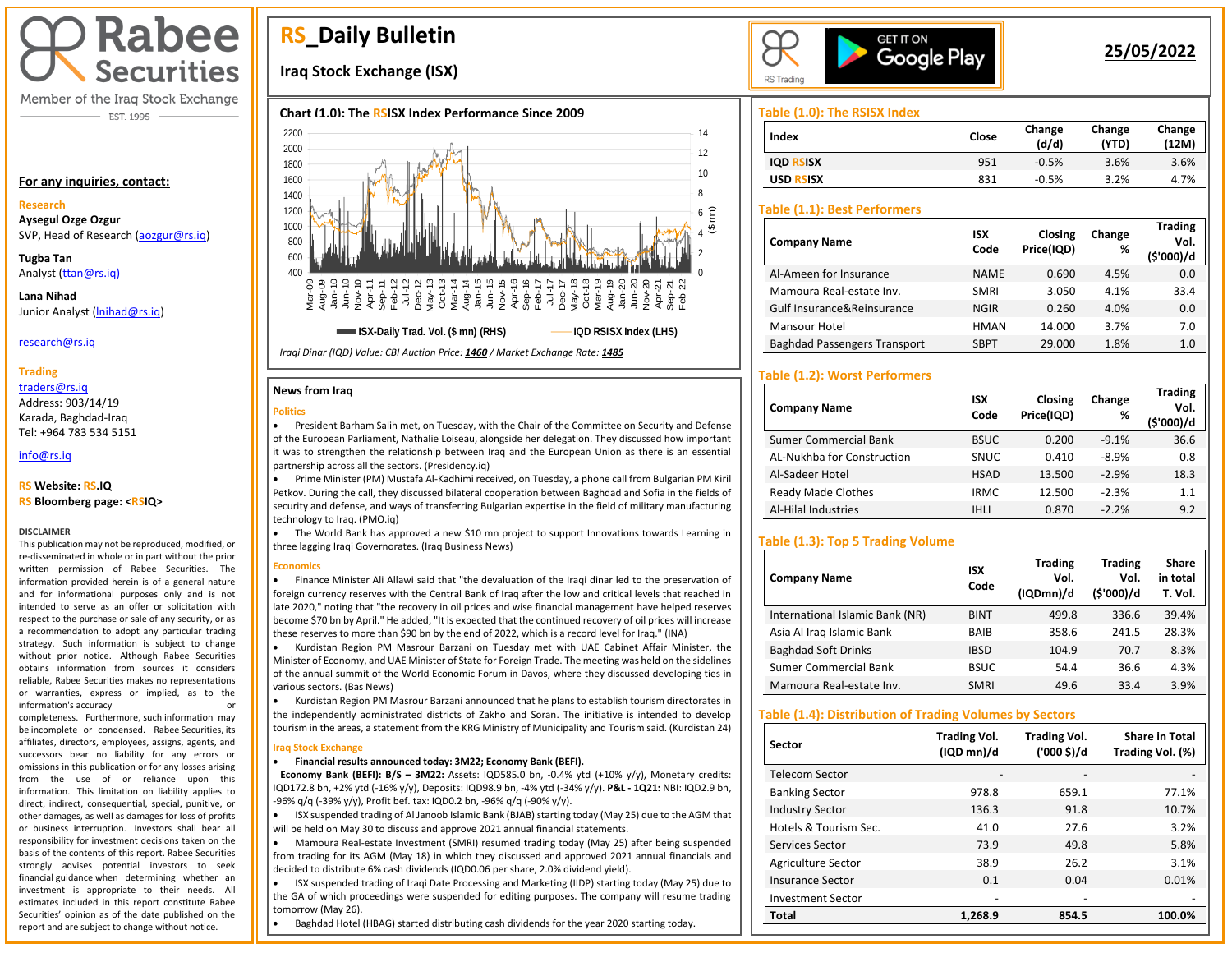# Rabee Securities

Member of the Iraq Stock Exchange

EST. 1995

## RS_Daily Bulletin

### Iraq Stock Exchange (ISX)

RS Trading — GET IT ON Google Play

**25/05/2022**

**For any inquiries, contact:**

**Research**

**Aysegul Ozge Ozgur**
SVP, Head of Research (aozgur@rs.iq)

**Tugba Tan**
Analyst (ttan@rs.iq)

**Lana Nihad**
Junior Analyst (lnihad@rs.iq)

research@rs.iq

**Trading**

traders@rs.iq
Address: 903/14/19
Karada, Baghdad-Iraq
Tel: +964 783 534 5151

info@rs.iq

**RS Website: RS.IQ**
**RS Bloomberg page: <RSIQ>**

**DISCLAIMER**

This publication may not be reproduced, modified, or re-disseminated in whole or in part without the prior written permission of Rabee Securities. The information provided herein is of a general nature and for informational purposes only and is not intended to serve as an offer or solicitation with respect to the purchase or sale of any security, or as a recommendation to adopt any particular trading strategy. Such information is subject to change without prior notice. Although Rabee Securities obtains information from sources it considers reliable, Rabee Securities makes no representations or warranties, express or implied, as to the information's accuracy or completeness. Furthermore, such information may be incomplete or condensed. Rabee Securities, its affiliates, directors, employees, agents, and successors bear no liability for any errors or omissions in this publication or for any losses arising from the use of or reliance upon this information. This limitation on liability applies to direct, indirect, consequential, special, punitive, or other damages, as well as damages for loss of profits or business interruption. Investors shall bear all responsibility for investment decisions taken on the basis of the contents of this report. Rabee Securities strongly advises potential investors to seek financial guidance when determining whether an investment is appropriate to their needs. All estimates included in this report constitute Rabee Securities' opinion as of the date published on the report and are subject to change without notice.

### Chart (1.0): The RSISX Index Performance Since 2009

2200 2000 1800 1600 1400 1200 1000 800 600 400

14 12 10 8 6 4 2 0 ($ mn)

Mar-09 Aug-09 Jan-10 Jun-10 Nov-10 Apr-11 Sep-11 Feb-12 Jul-12 Dec-12 May-13 Oct-13 Mar-14 Aug-14 Jan-15 Jun-15 Nov-15 Apr-16 Sep-16 Feb-17 Jul-17 Dec-17 May-18 Oct-18 Mar-19 Aug-19 Jan-20 Jun-20 Nov-20 Apr-21 Sep-21 Feb-22

ISX-Daily Trad. Vol. ($ mn) (RHS) — IQD RSISX Index (LHS)

*Iraqi Dinar (IQD) Value: CBI Auction Price: 1460 / Market Exchange Rate: 1485*

### News from Iraq

**Politics**

- President Barham Salih met, on Tuesday, with the Chair of the Committee on Security and Defense of the European Parliament, Nathalie Loiseau, alongside her delegation. They discussed how important it was to strengthen the relationship between Iraq and the European Union as there is an essential partnership across all the sectors. (Presidency.iq)
- Prime Minister (PM) Mustafa Al-Kadhimi received, on Tuesday, a phone call from Bulgarian PM Kiril Petkov. During the call, they discussed bilateral cooperation between Baghdad and Sofia in the fields of security and defense, and ways of transferring Bulgarian expertise in the field of military manufacturing technology to Iraq. (PMO.iq)
- The World Bank has approved a new $10 mn project to support Innovations towards Learning in three lagging Iraqi Governorates. (Iraq Business News)

**Economics**

- Finance Minister Ali Allawi said that "the devaluation of the Iraqi dinar led to the preservation of foreign currency reserves with the Central Bank of Iraq after the low and critical levels that reached in late 2020," noting that "the recovery in oil prices and wise financial management have helped reserves become $70 bn by April." He added, "It is expected that the continued recovery of oil prices will increase these reserves to more than $90 bn by the end of 2022, which is a record level for Iraq." (INA)
- Kurdistan Region PM Masrour Barzani on Tuesday met with UAE Cabinet Affair Minister, the Minister of Economy, and UAE Minister of State for Foreign Trade. The meeting was held on the sidelines of the annual summit of the World Economic Forum in Davos, where they discussed developing ties in various sectors. (Bas News)
- Kurdistan Region PM Masrour Barzani announced that he plans to establish tourism directorates in the independently administrated districts of Zakho and Soran. The initiative is intended to develop tourism in the areas, a statement from the KRG Ministry of Municipality and Tourism said. (Kurdistan 24)

**Iraq Stock Exchange**

- **Financial results announced today: 3M22; Economy Bank (BEFI).**
  **Economy Bank (BEFI): B/S – 3M22:** Assets: IQD585.0 bn, -0.4% ytd (+10% y/y), Monetary credits: IQD172.8 bn, +2% ytd (-16% y/y), Deposits: IQD98.9 bn, -4% ytd (-34% y/y). **P&L - 1Q21:** NBI: IQD2.9 bn, -96% q/q (-39% y/y), Profit bef. tax: IQD0.2 bn, -96% q/q (-90% y/y).
- ISX suspended trading of Al Janoob Islamic Bank (BJAB) starting today (May 25) due to the AGM that will be held on May 30 to discuss and approve 2021 annual financial statements.
- Mamoura Real-estate Investment (SMRI) resumed trading today (May 25) after being suspended from trading for its AGM (May 18) in which they discussed and approved 2021 annual financials and decided to distribute 6% cash dividends (IQD0.06 per share, 2.0% dividend yield).
- ISX suspended trading of Iraqi Date Processing and Marketing (IIDP) starting today (May 25) due to the GA of which proceedings were suspended for editing purposes. The company will resume trading tomorrow (May 26).
- Baghdad Hotel (HBAG) started distributing cash dividends for the year 2020 starting today.

### Table (1.0): The RSISX Index

| Index | Close | Change (d/d) | Change (YTD) | Change (12M) |
|---|---|---|---|---|
| IQD RSISX | 951 | -0.5% | 3.6% | 3.6% |
| USD RSISX | 831 | -0.5% | 3.2% | 4.7% |

### Table (1.1): Best Performers

| Company Name | ISX Code | Closing Price(IQD) | Change % | Trading Vol. ($'000)/d |
|---|---|---|---|---|
| Al-Ameen for Insurance | NAME | 0.690 | 4.5% | 0.0 |
| Mamoura Real-estate Inv. | SMRI | 3.050 | 4.1% | 33.4 |
| Gulf Insurance&Reinsurance | NGIR | 0.260 | 4.0% | 0.0 |
| Mansour Hotel | HMAN | 14.000 | 3.7% | 7.0 |
| Baghdad Passengers Transport | SBPT | 29.000 | 1.8% | 1.0 |

### Table (1.2): Worst Performers

| Company Name | ISX Code | Closing Price(IQD) | Change % | Trading Vol. ($'000)/d |
|---|---|---|---|---|
| Sumer Commercial Bank | BSUC | 0.200 | -9.1% | 36.6 |
| AL-Nukhba for Construction | SNUC | 0.410 | -8.9% | 0.8 |
| Al-Sadeer Hotel | HSAD | 13.500 | -2.9% | 18.3 |
| Ready Made Clothes | IRMC | 12.500 | -2.3% | 1.1 |
| Al-Hilal Industries | IHLI | 0.870 | -2.2% | 9.2 |

### Table (1.3): Top 5 Trading Volume

| Company Name | ISX Code | Trading Vol. (IQDmn)/d | Trading Vol. ($'000)/d | Share in total T. Vol. |
|---|---|---|---|---|
| International Islamic Bank (NR) | BINT | 499.8 | 336.6 | 39.4% |
| Asia Al Iraq Islamic Bank | BAIB | 358.6 | 241.5 | 28.3% |
| Baghdad Soft Drinks | IBSD | 104.9 | 70.7 | 8.3% |
| Sumer Commercial Bank | BSUC | 54.4 | 36.6 | 4.3% |
| Mamoura Real-estate Inv. | SMRI | 49.6 | 33.4 | 3.9% |

### Table (1.4): Distribution of Trading Volumes by Sectors

| Sector | Trading Vol. (IQD mn)/d | Trading Vol. ('000 $)/d | Share in Total Trading Vol. (%) |
|---|---|---|---|
| Telecom Sector | - | - | - |
| Banking Sector | 978.8 | 659.1 | 77.1% |
| Industry Sector | 136.3 | 91.8 | 10.7% |
| Hotels & Tourism Sec. | 41.0 | 27.6 | 3.2% |
| Services Sector | 73.9 | 49.8 | 5.8% |
| Agriculture Sector | 38.9 | 26.2 | 3.1% |
| Insurance Sector | 0.1 | 0.04 | 0.01% |
| Investment Sector | - | - | - |
| **Total** | **1,268.9** | **854.5** | **100.0%** |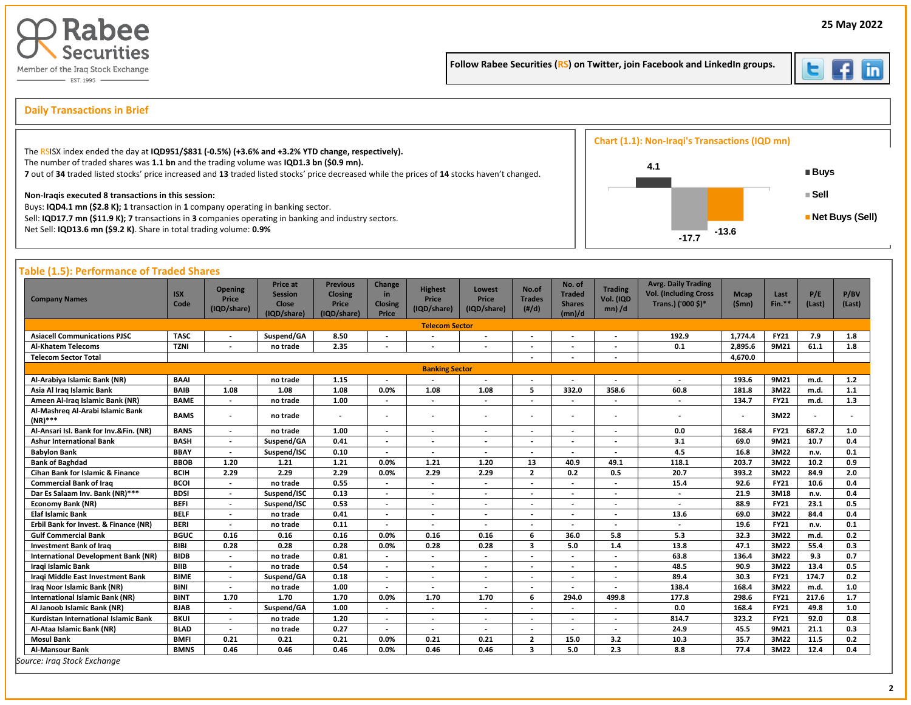Rabee Securities

Member of the Iraq Stock Exchange

EST. 1995

25 May 2022

Follow Rabee Securities (RS) on Twitter, join Facebook and LinkedIn groups.

## Daily Transactions in Brief

The RSISX index ended the day at **IQD951/$831 (-0.5%) (+3.6% and +3.2% YTD change, respectively).**
The number of traded shares was **1.1 bn** and the trading volume was **IQD1.3 bn ($0.9 mn).**
**7** out of **34** traded listed stocks' price increased and **13** traded listed stocks' price decreased while the prices of **14** stocks haven't changed.

**Non-Iraqis executed 8 transactions in this session:**
Buys: **IQD4.1 mn ($2.8 K); 1** transaction in **1** company operating in banking sector.
Sell: **IQD17.7 mn ($11.9 K); 7** transactions in **3** companies operating in banking and industry sectors.
Net Sell: **IQD13.6 mn ($9.2 K)**. Share in total trading volume: **0.9%**

### Chart (1.1): Non-Iraqi's Transactions (IQD mn)

4.1
-17.7
-13.6
Buys
Sell
Net Buys (Sell)

### Table (1.5): Performance of Traded Shares

| Company Names | ISX Code | Opening Price (IQD/share) | Price at Session Close (IQD/share) | Previous Closing Price (IQD/share) | Change in Closing Price | Highest Price (IQD/share) | Lowest Price (IQD/share) | No.of Trades (#/d) | No. of Traded Shares (mn)/d | Trading Vol. (IQD mn) /d | Avrg. Daily Trading Vol. (Including Cross Trans.) ('000 $)* | Mcap ($mn) | Last Fin.** | P/E (Last) | P/BV (Last) |
|---|---|---|---|---|---|---|---|---|---|---|---|---|---|---|---|
| **Telecom Sector** | | | | | | | | | | | | | | | |
| Asiacell Communications PJSC | TASC | - | Suspend/GA | 8.50 | - | - | - | - | - | - | 192.9 | 1,774.4 | FY21 | 7.9 | 1.8 |
| Al-Khatem Telecoms | TZNI | - | no trade | 2.35 | - | - | - | - | - | - | 0.1 | 2,895.6 | 9M21 | 61.1 | 1.8 |
| Telecom Sector Total | | | | | | | | - | - | - | | 4,670.0 | | | |
| **Banking Sector** | | | | | | | | | | | | | | | |
| Al-Arabiya Islamic Bank (NR) | BAAI | - | no trade | 1.15 | - | - | - | - | - | - | - | 193.6 | 9M21 | m.d. | 1.2 |
| Asia Al Iraq Islamic Bank | BAIB | 1.08 | 1.08 | 1.08 | 0.0% | 1.08 | 1.08 | 5 | 332.0 | 358.6 | 60.8 | 181.8 | 3M22 | m.d. | 1.1 |
| Ameen Al-Iraq Islamic Bank (NR) | BAME | - | no trade | 1.00 | - | - | - | - | - | - | - | 134.7 | FY21 | m.d. | 1.3 |
| Al-Mashreq Al-Arabi Islamic Bank (NR)*** | BAMS | - | no trade | - | - | - | - | - | - | - | - | - | 3M22 | - | - |
| Al-Ansari Isl. Bank for Inv.&Fin. (NR) | BANS | - | no trade | 1.00 | - | - | - | - | - | - | 0.0 | 168.4 | FY21 | 687.2 | 1.0 |
| Ashur International Bank | BASH | - | Suspend/GA | 0.41 | - | - | - | - | - | - | 3.1 | 69.0 | 9M21 | 10.7 | 0.4 |
| Babylon Bank | BBAY | - | Suspend/ISC | 0.10 | - | - | - | - | - | - | 4.5 | 16.8 | 3M22 | n.v. | 0.1 |
| Bank of Baghdad | BBOB | 1.20 | 1.21 | 1.21 | 0.0% | 1.21 | 1.20 | 13 | 40.9 | 49.1 | 118.1 | 203.7 | 3M22 | 10.2 | 0.9 |
| Cihan Bank for Islamic & Finance | BCIH | 2.29 | 2.29 | 2.29 | 0.0% | 2.29 | 2.29 | 2 | 0.2 | 0.5 | 20.7 | 393.2 | 3M22 | 84.9 | 2.0 |
| Commercial Bank of Iraq | BCOI | - | no trade | 0.55 | - | - | - | - | - | - | 15.4 | 92.6 | FY21 | 10.6 | 0.4 |
| Dar Es Salaam Inv. Bank (NR)*** | BDSI | - | Suspend/ISC | 0.13 | - | - | - | - | - | - | - | 21.9 | 3M18 | n.v. | 0.4 |
| Economy Bank (NR) | BEFI | - | Suspend/ISC | 0.53 | - | - | - | - | - | - | - | 88.9 | FY21 | 23.1 | 0.5 |
| Elaf Islamic Bank | BELF | - | no trade | 0.41 | - | - | - | - | - | - | 13.6 | 69.0 | 3M22 | 84.4 | 0.4 |
| Erbil Bank for Invest. & Finance (NR) | BERI | - | no trade | 0.11 | - | - | - | - | - | - | - | 19.6 | FY21 | n.v. | 0.1 |
| Gulf Commercial Bank | BGUC | 0.16 | 0.16 | 0.16 | 0.0% | 0.16 | 0.16 | 6 | 36.0 | 5.8 | 5.3 | 32.3 | 3M22 | m.d. | 0.2 |
| Investment Bank of Iraq | BIBI | 0.28 | 0.28 | 0.28 | 0.0% | 0.28 | 0.28 | 3 | 5.0 | 1.4 | 13.8 | 47.1 | 3M22 | 55.4 | 0.3 |
| International Development Bank (NR) | BIDB | - | no trade | 0.81 | - | - | - | - | - | - | 63.8 | 136.4 | 3M22 | 9.3 | 0.7 |
| Iraqi Islamic Bank | BIIB | - | no trade | 0.54 | - | - | - | - | - | - | 48.5 | 90.9 | 3M22 | 13.4 | 0.5 |
| Iraqi Middle East Investment Bank | BIME | - | Suspend/GA | 0.18 | - | - | - | - | - | - | 89.4 | 30.3 | FY21 | 174.7 | 0.2 |
| Iraq Noor Islamic Bank (NR) | BINI | - | no trade | 1.00 | - | - | - | - | - | - | 138.4 | 168.4 | 3M22 | m.d. | 1.0 |
| International Islamic Bank (NR) | BINT | 1.70 | 1.70 | 1.70 | 0.0% | 1.70 | 1.70 | 6 | 294.0 | 499.8 | 177.8 | 298.6 | 3M22 | 217.6 | 1.7 |
| Al Janoob Islamic Bank (NR) | BJAB | - | Suspend/GA | 1.00 | - | - | - | - | - | - | 0.0 | 168.4 | FY21 | 49.8 | 1.0 |
| Kurdistan International Islamic Bank | BKUI | - | no trade | 1.20 | - | - | - | - | - | - | 814.7 | 323.2 | FY21 | 92.0 | 0.8 |
| Al-Ataa Islamic Bank (NR) | BLAD | - | no trade | 0.27 | - | - | - | - | - | - | 24.9 | 45.5 | 9M21 | 21.1 | 0.3 |
| Mosul Bank | BMFI | 0.21 | 0.21 | 0.21 | 0.0% | 0.21 | 0.21 | 2 | 15.0 | 3.2 | 10.3 | 35.7 | 3M22 | 11.5 | 0.2 |
| Al-Mansour Bank | BMNS | 0.46 | 0.46 | 0.46 | 0.0% | 0.46 | 0.46 | 3 | 5.0 | 2.3 | 8.8 | 77.4 | 3M22 | 12.4 | 0.4 |

*Source: Iraq Stock Exchange*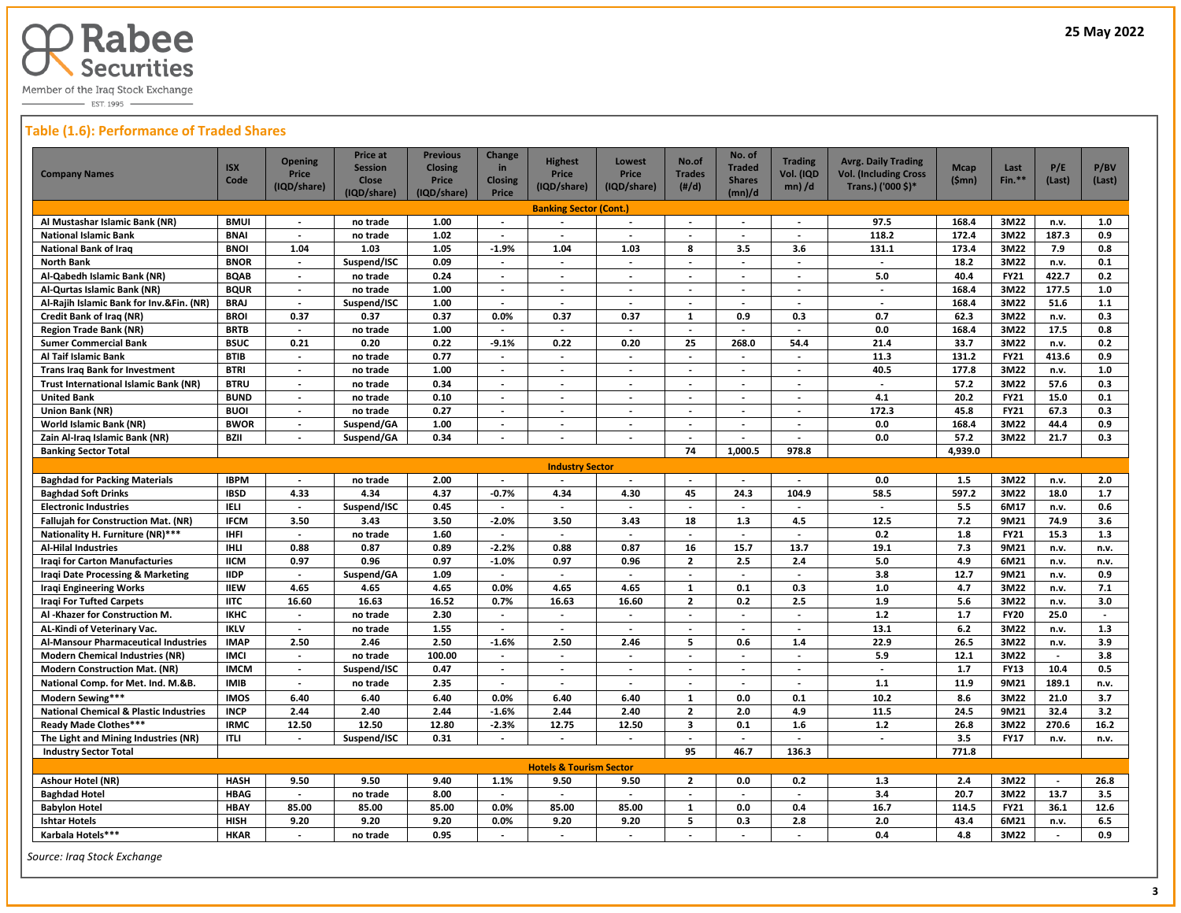Rabee Securities

Member of the Iraq Stock Exchange

EST. 1995

25 May 2022

## Table (1.6): Performance of Traded Shares

| Company Names | ISX Code | Opening Price (IQD/share) | Price at Session Close (IQD/share) | Previous Closing Price (IQD/share) | Change in Closing Price | Highest Price (IQD/share) | Lowest Price (IQD/share) | No.of Trades (#/d) | No. of Traded Shares (mn)/d | Trading Vol. (IQD mn) /d | Avrg. Daily Trading Vol. (Including Cross Trans.) ('000 $)* | Mcap ($mn) | Last Fin.** | P/E (Last) | P/BV (Last) |
|---|---|---|---|---|---|---|---|---|---|---|---|---|---|---|---|
| **Banking Sector (Cont.)** | | | | | | | | | | | | | | | |
| Al Mustashar Islamic Bank (NR) | BMUI | - | no trade | 1.00 | - | - | - | - | - | - | 97.5 | 168.4 | 3M22 | n.v. | 1.0 |
| National Islamic Bank | BNAI | - | no trade | 1.02 | - | - | - | - | - | - | 118.2 | 172.4 | 3M22 | 187.3 | 0.9 |
| National Bank of Iraq | BNOI | 1.04 | 1.03 | 1.05 | -1.9% | 1.04 | 1.03 | 8 | 3.5 | 3.6 | 131.1 | 173.4 | 3M22 | 7.9 | 0.8 |
| North Bank | BNOR | - | Suspend/ISC | 0.09 | - | - | - | - | - | - | - | 18.2 | 3M22 | n.v. | 0.1 |
| Al-Qabedh Islamic Bank (NR) | BQAB | - | no trade | 0.24 | - | - | - | - | - | - | 5.0 | 40.4 | FY21 | 422.7 | 0.2 |
| Al-Qurtas Islamic Bank (NR) | BQUR | - | no trade | 1.00 | - | - | - | - | - | - | - | 168.4 | 3M22 | 177.5 | 1.0 |
| Al-Rajih Islamic Bank for Inv.&Fin. (NR) | BRAJ | - | Suspend/ISC | 1.00 | - | - | - | - | - | - | - | 168.4 | 3M22 | 51.6 | 1.1 |
| Credit Bank of Iraq (NR) | BROI | 0.37 | 0.37 | 0.37 | 0.0% | 0.37 | 0.37 | 1 | 0.9 | 0.3 | 0.7 | 62.3 | 3M22 | n.v. | 0.3 |
| Region Trade Bank (NR) | BRTB | - | no trade | 1.00 | - | - | - | - | - | - | 0.0 | 168.4 | 3M22 | 17.5 | 0.8 |
| Sumer Commercial Bank | BSUC | 0.21 | 0.20 | 0.22 | -9.1% | 0.22 | 0.20 | 25 | 268.0 | 54.4 | 21.4 | 33.7 | 3M22 | n.v. | 0.2 |
| Al Taif Islamic Bank | BTIB | - | no trade | 0.77 | - | - | - | - | - | - | 11.3 | 131.2 | FY21 | 413.6 | 0.9 |
| Trans Iraq Bank for Investment | BTRI | - | no trade | 1.00 | - | - | - | - | - | - | 40.5 | 177.8 | 3M22 | n.v. | 1.0 |
| Trust International Islamic Bank (NR) | BTRU | - | no trade | 0.34 | - | - | - | - | - | - | - | 57.2 | 3M22 | 57.6 | 0.3 |
| United Bank | BUND | - | no trade | 0.10 | - | - | - | - | - | - | 4.1 | 20.2 | FY21 | 15.0 | 0.1 |
| Union Bank (NR) | BUOI | - | no trade | 0.27 | - | - | - | - | - | - | 172.3 | 45.8 | FY21 | 67.3 | 0.3 |
| World Islamic Bank (NR) | BWOR | - | Suspend/GA | 1.00 | - | - | - | - | - | - | 0.0 | 168.4 | 3M22 | 44.4 | 0.9 |
| Zain Al-Iraq Islamic Bank (NR) | BZII | - | Suspend/GA | 0.34 | - | - | - | - | - | - | 0.0 | 57.2 | 3M22 | 21.7 | 0.3 |
| **Banking Sector Total** | | | | | | | | 74 | 1,000.5 | 978.8 | | 4,939.0 | | | |
| **Industry Sector** | | | | | | | | | | | | | | | |
| Baghdad for Packing Materials | IBPM | - | no trade | 2.00 | - | - | - | - | - | - | 0.0 | 1.5 | 3M22 | n.v. | 2.0 |
| Baghdad Soft Drinks | IBSD | 4.33 | 4.34 | 4.37 | -0.7% | 4.34 | 4.30 | 45 | 24.3 | 104.9 | 58.5 | 597.2 | 3M22 | 18.0 | 1.7 |
| Electronic Industries | IELI | - | Suspend/ISC | 0.45 | - | - | - | - | - | - | - | 5.5 | 6M17 | n.v. | 0.6 |
| Fallujah for Construction Mat. (NR) | IFCM | 3.50 | 3.43 | 3.50 | -2.0% | 3.50 | 3.43 | 18 | 1.3 | 4.5 | 12.5 | 7.2 | 9M21 | 74.9 | 3.6 |
| Nationality H. Furniture (NR)*** | IHFI | - | no trade | 1.60 | - | - | - | - | - | - | 0.2 | 1.8 | FY21 | 15.3 | 1.3 |
| Al-Hilal Industries | IHLI | 0.88 | 0.87 | 0.89 | -2.2% | 0.88 | 0.87 | 16 | 15.7 | 13.7 | 19.1 | 7.3 | 9M21 | n.v. | n.v. |
| Iraqi for Carton Manufactures | IICM | 0.97 | 0.96 | 0.97 | -1.0% | 0.97 | 0.96 | 2 | 2.5 | 2.4 | 5.0 | 4.9 | 6M21 | n.v. | n.v. |
| Iraqi Date Processing & Marketing | IIDP | - | Suspend/GA | 1.09 | - | - | - | - | - | - | 3.8 | 12.7 | 9M21 | n.v. | 0.9 |
| Iraqi Engineering Works | IIEW | 4.65 | 4.65 | 4.65 | 0.0% | 4.65 | 4.65 | 1 | 0.1 | 0.3 | 1.0 | 4.7 | 3M22 | n.v. | 7.1 |
| Iraqi For Tufted Carpets | IITC | 16.60 | 16.63 | 16.52 | 0.7% | 16.63 | 16.60 | 2 | 0.2 | 2.5 | 1.9 | 5.6 | 3M22 | n.v. | 3.0 |
| Al -Khazer for Construction M. | IKHC | - | no trade | 2.30 | - | - | - | - | - | - | 1.2 | 1.7 | FY20 | 25.0 | - |
| AL-Kindi of Veterinary Vac. | IKLV | - | no trade | 1.55 | - | - | - | - | - | - | 13.1 | 6.2 | 3M22 | n.v. | 1.3 |
| Al-Mansour Pharmaceutical Industries | IMAP | 2.50 | 2.46 | 2.50 | -1.6% | 2.50 | 2.46 | 5 | 0.6 | 1.4 | 22.9 | 26.5 | 3M22 | n.v. | 3.9 |
| Modern Chemical Industries (NR) | IMCI | - | no trade | 100.00 | - | - | - | - | - | - | 5.9 | 12.1 | 3M22 | - | 3.8 |
| Modern Construction Mat. (NR) | IMCM | - | Suspend/ISC | 0.47 | - | - | - | - | - | - | - | 1.7 | FY13 | 10.4 | 0.5 |
| National Comp. for Met. Ind. M.&B. | IMIB | - | no trade | 2.35 | - | - | - | - | - | - | 1.1 | 11.9 | 9M21 | 189.1 | n.v. |
| Modern Sewing*** | IMOS | 6.40 | 6.40 | 6.40 | 0.0% | 6.40 | 6.40 | 1 | 0.0 | 0.1 | 10.2 | 8.6 | 3M22 | 21.0 | 3.7 |
| National Chemical & Plastic Industries | INCP | 2.44 | 2.40 | 2.44 | -1.6% | 2.44 | 2.40 | 2 | 2.0 | 4.9 | 11.5 | 24.5 | 9M21 | 32.4 | 3.2 |
| Ready Made Clothes*** | IRMC | 12.50 | 12.50 | 12.80 | -2.3% | 12.75 | 12.50 | 3 | 0.1 | 1.6 | 1.2 | 26.8 | 3M22 | 270.6 | 16.2 |
| The Light and Mining Industries (NR) | ITLI | - | Suspend/ISC | 0.31 | - | - | - | - | - | - | - | 3.5 | FY17 | n.v. | n.v. |
| **Industry Sector Total** | | | | | | | | 95 | 46.7 | 136.3 | | 771.8 | | | |
| **Hotels & Tourism Sector** | | | | | | | | | | | | | | | |
| Ashour Hotel (NR) | HASH | 9.50 | 9.50 | 9.40 | 1.1% | 9.50 | 9.50 | 2 | 0.0 | 0.2 | 1.3 | 2.4 | 3M22 | - | 26.8 |
| Baghdad Hotel | HBAG | - | no trade | 8.00 | - | - | - | - | - | - | 3.4 | 20.7 | 3M22 | 13.7 | 3.5 |
| Babylon Hotel | HBAY | 85.00 | 85.00 | 85.00 | 0.0% | 85.00 | 85.00 | 1 | 0.0 | 0.4 | 16.7 | 114.5 | FY21 | 36.1 | 12.6 |
| Ishtar Hotels | HISH | 9.20 | 9.20 | 9.20 | 0.0% | 9.20 | 9.20 | 5 | 0.3 | 2.8 | 2.0 | 43.4 | 6M21 | n.v. | 6.5 |
| Karbala Hotels*** | HKAR | - | no trade | 0.95 | - | - | - | - | - | - | 0.4 | 4.8 | 3M22 | - | 0.9 |

*Source: Iraq Stock Exchange*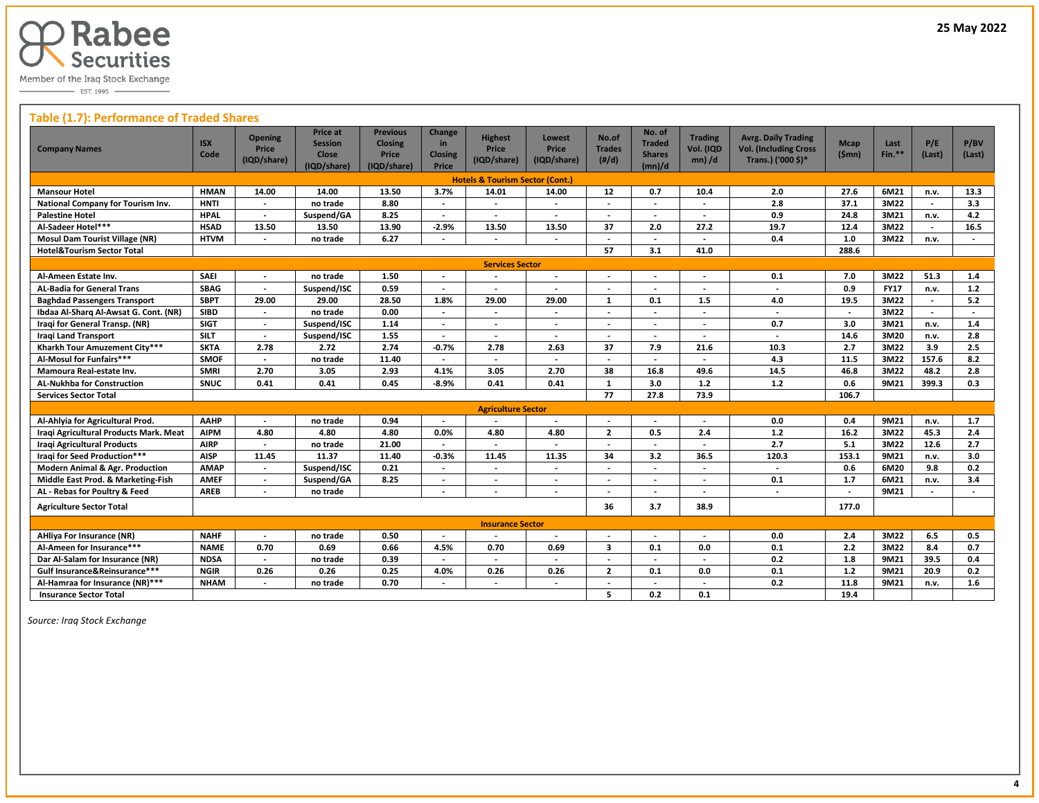25 May 2022

## Table (1.7): Performance of Traded Shares

| Company Names | ISX Code | Opening Price (IQD/share) | Price at Session Close (IQD/share) | Previous Closing Price (IQD/share) | Change in Closing Price | Highest Price (IQD/share) | Lowest Price (IQD/share) | No.of Trades (#/d) | No. of Traded Shares (mn)/d | Trading Vol. (IQD mn) /d | Avrg. Daily Trading Vol. (Including Cross Trans.) ('000 $)* | Mcap ($mn) | Last Fin.** | P/E (Last) | P/BV (Last) |
|---|---|---|---|---|---|---|---|---|---|---|---|---|---|---|---|
| **Hotels & Tourism Sector (Cont.)** | | | | | | | | | | | | | | | |
| Mansour Hotel | HMAN | 14.00 | 14.00 | 13.50 | 3.7% | 14.01 | 14.00 | 12 | 0.7 | 10.4 | 2.0 | 27.6 | 6M21 | n.v. | 13.3 |
| National Company for Tourism Inv. | HNTI | - | no trade | 8.80 | - | - | - | - | - | - | 2.8 | 37.1 | 3M22 | - | 3.3 |
| Palestine Hotel | HPAL | - | Suspend/GA | 8.25 | - | - | - | - | - | - | 0.9 | 24.8 | 3M21 | n.v. | 4.2 |
| Al-Sadeer Hotel*** | HSAD | 13.50 | 13.50 | 13.90 | -2.9% | 13.50 | 13.50 | 37 | 2.0 | 27.2 | 19.7 | 12.4 | 3M22 | - | 16.5 |
| Mosul Dam Tourist Village (NR) | HTVM | - | no trade | 6.27 | - | - | - | - | - | - | 0.4 | 1.0 | 3M22 | n.v. | - |
| Hotel&Tourism Sector Total | | | | | | | | 57 | 3.1 | 41.0 | | 288.6 | | | |
| **Services Sector** | | | | | | | | | | | | | | | |
| Al-Ameen Estate Inv. | SAEI | - | no trade | 1.50 | - | - | - | - | - | - | 0.1 | 7.0 | 3M22 | 51.3 | 1.4 |
| AL-Badia for General Trans | SBAG | - | Suspend/ISC | 0.59 | - | - | - | - | - | - | - | 0.9 | FY17 | n.v. | 1.2 |
| Baghdad Passengers Transport | SBPT | 29.00 | 29.00 | 28.50 | 1.8% | 29.00 | 29.00 | 1 | 0.1 | 1.5 | 4.0 | 19.5 | 3M22 | - | 5.2 |
| Ibdaa Al-Sharq Al-Awsat G. Cont. (NR) | SIBD | - | no trade | 0.00 | - | - | - | - | - | - | - | - | 3M22 | - | - |
| Iraqi for General Transp. (NR) | SIGT | - | Suspend/ISC | 1.14 | - | - | - | - | - | - | 0.7 | 3.0 | 3M21 | n.v. | 1.4 |
| Iraqi Land Transport | SILT | - | Suspend/ISC | 1.55 | - | - | - | - | - | - | - | 14.6 | 3M20 | n.v. | 2.8 |
| Kharkh Tour Amuzement City*** | SKTA | 2.78 | 2.72 | 2.74 | -0.7% | 2.78 | 2.63 | 37 | 7.9 | 21.6 | 10.3 | 2.7 | 3M22 | 3.9 | 2.5 |
| Al-Mosul for Funfairs*** | SMOF | - | no trade | 11.40 | - | - | - | - | - | - | 4.3 | 11.5 | 3M22 | 157.6 | 8.2 |
| Mamoura Real-estate Inv. | SMRI | 2.70 | 3.05 | 2.93 | 4.1% | 3.05 | 2.70 | 38 | 16.8 | 49.6 | 14.5 | 46.8 | 3M22 | 48.2 | 2.8 |
| AL-Nukhba for Construction | SNUC | 0.41 | 0.41 | 0.45 | -8.9% | 0.41 | 0.41 | 1 | 3.0 | 1.2 | 1.2 | 0.6 | 9M21 | 399.3 | 0.3 |
| Services Sector Total | | | | | | | | 77 | 27.8 | 73.9 | | 106.7 | | | |
| **Agriculture Sector** | | | | | | | | | | | | | | | |
| Al-Ahlyia for Agricultural Prod. | AAHP | - | no trade | 0.94 | - | - | - | - | - | - | 0.0 | 0.4 | 9M21 | n.v. | 1.7 |
| Iraqi Agricultural Products Mark. Meat | AIPM | 4.80 | 4.80 | 4.80 | 0.0% | 4.80 | 4.80 | 2 | 0.5 | 2.4 | 1.2 | 16.2 | 3M22 | 45.3 | 2.4 |
| Iraqi Agricultural Products | AIRP | - | no trade | 21.00 | - | - | - | - | - | - | 2.7 | 5.1 | 3M22 | 12.6 | 2.7 |
| Iraqi for Seed Production*** | AISP | 11.45 | 11.37 | 11.40 | -0.3% | 11.45 | 11.35 | 34 | 3.2 | 36.5 | 120.3 | 153.1 | 9M21 | n.v. | 3.0 |
| Modern Animal & Agr. Production | AMAP | - | Suspend/ISC | 0.21 | - | - | - | - | - | - | - | 0.6 | 6M20 | 9.8 | 0.2 |
| Middle East Prod. & Marketing-Fish | AMEF | - | Suspend/GA | 8.25 | - | - | - | - | - | - | 0.1 | 1.7 | 6M21 | n.v. | 3.4 |
| AL - Rebas for Poultry & Feed | AREB | - | no trade | | - | - | - | - | - | - | - | - | 9M21 | - | - |
| Agriculture Sector Total | | | | | | | | 36 | 3.7 | 38.9 | | 177.0 | | | |
| **Insurance Sector** | | | | | | | | | | | | | | | |
| AHliya For Insurance (NR) | NAHF | - | no trade | 0.50 | - | - | - | - | - | - | 0.0 | 2.4 | 3M22 | 6.5 | 0.5 |
| Al-Ameen for Insurance*** | NAME | 0.70 | 0.69 | 0.66 | 4.5% | 0.70 | 0.69 | 3 | 0.1 | 0.0 | 0.1 | 2.2 | 3M22 | 8.4 | 0.7 |
| Dar Al-Salam for Insurance (NR) | NDSA | - | no trade | 0.39 | - | - | - | - | - | - | 0.2 | 1.8 | 9M21 | 39.5 | 0.4 |
| Gulf Insurance&Reinsurance*** | NGIR | 0.26 | 0.26 | 0.25 | 4.0% | 0.26 | 0.26 | 2 | 0.1 | 0.0 | 0.1 | 1.2 | 9M21 | 20.9 | 0.2 |
| Al-Hamraa for Insurance (NR)*** | NHAM | - | no trade | 0.70 | - | - | - | - | - | - | 0.2 | 11.8 | 9M21 | n.v. | 1.6 |
| Insurance Sector Total | | | | | | | | 5 | 0.2 | 0.1 | | 19.4 | | | |

*Source: Iraq Stock Exchange*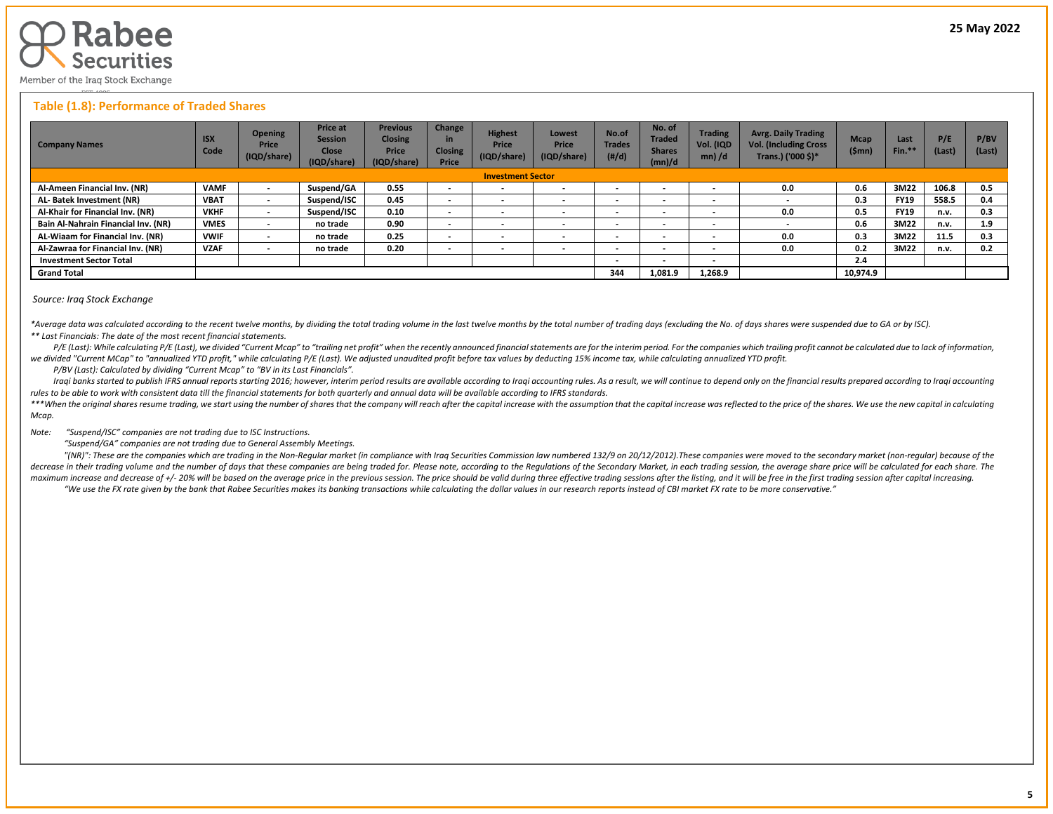## Table (1.8): Performance of Traded Shares

| Company Names | ISX Code | Opening Price (IQD/share) | Price at Session Close (IQD/share) | Previous Closing Price (IQD/share) | Change in Closing Price | Highest Price (IQD/share) | Lowest Price (IQD/share) | No.of Trades (#/d) | No. of Traded Shares (mn)/d | Trading Vol. (IQD mn) /d | Avrg. Daily Trading Vol. (Including Cross Trans.) ('000 $)* | Mcap ($mn) | Last Fin.** | P/E (Last) | P/BV (Last) |
|---|---|---|---|---|---|---|---|---|---|---|---|---|---|---|---|
| **Investment Sector** | | | | | | | | | | | | | | | |
| Al-Ameen Financial Inv. (NR) | VAMF | - | Suspend/GA | 0.55 | - | - | - | - | - | - | 0.0 | 0.6 | 3M22 | 106.8 | 0.5 |
| AL- Batek Investment (NR) | VBAT | - | Suspend/ISC | 0.45 | - | - | - | - | - | - | - | 0.3 | FY19 | 558.5 | 0.4 |
| Al-Khair for Financial Inv. (NR) | VKHF | - | Suspend/ISC | 0.10 | - | - | - | - | - | - | 0.0 | 0.5 | FY19 | n.v. | 0.3 |
| Bain Al-Nahrain Financial Inv. (NR) | VMES | - | no trade | 0.90 | - | - | - | - | - | - | - | 0.6 | 3M22 | n.v. | 1.9 |
| AL-Wiaam for Financial Inv. (NR) | VWIF | - | no trade | 0.25 | - | - | - | - | - | - | 0.0 | 0.3 | 3M22 | 11.5 | 0.3 |
| Al-Zawraa for Financial Inv. (NR) | VZAF | - | no trade | 0.20 | - | - | - | - | - | - | 0.0 | 0.2 | 3M22 | n.v. | 0.2 |
| Investment Sector Total | | | | | | | | - | - | - | | 2.4 | | | |
| Grand Total | | | | | | | | 344 | 1,081.9 | 1,268.9 | | 10,974.9 | | | |

*Source: Iraq Stock Exchange*

*\*Average data was calculated according to the recent twelve months, by dividing the total trading volume in the last twelve months by the total number of trading days (excluding the No. of days shares were suspended due to GA or by ISC).*
*\*\* Last Financials: The date of the most recent financial statements.*

*P/E (Last): While calculating P/E (Last), we divided "Current Mcap" to "trailing net profit" when the recently announced financial statements are for the interim period. For the companies which trailing profit cannot be calculated due to lack of information, we divided "Current MCap" to "annualized YTD profit," while calculating P/E (Last). We adjusted unaudited profit before tax values by deducting 15% income tax, while calculating annualized YTD profit.*

*P/BV (Last): Calculated by dividing "Current Mcap" to "BV in its Last Financials".*

*Iraqi banks started to publish IFRS annual reports starting 2016; however, interim period results are available according to Iraqi accounting rules. As a result, we will continue to depend only on the financial results prepared according to Iraqi accounting rules to be able to work with consistent data till the financial statements for both quarterly and annual data will be available according to IFRS standards.*

*\*\*\*When the original shares resume trading, we start using the number of shares that the company will reach after the capital increase with the assumption that the capital increase was reflected to the price of the shares. We use the new capital in calculating Mcap.*

*Note: "Suspend/ISC" companies are not trading due to ISC Instructions.*

*"Suspend/GA" companies are not trading due to General Assembly Meetings.*

*"(NR)": These are the companies which are trading in the Non-Regular market (in compliance with Iraq Securities Commission law numbered 132/9 on 20/12/2012).These companies were moved to the secondary market (non-regular) because of the decrease in their trading volume and the number of days that these companies are being traded for. Please note, according to the Regulations of the Secondary Market, in each trading session, the average share price will be calculated for each share. The maximum increase and decrease of +/- 20% will be based on the average price in the previous session. The price should be valid during three effective trading sessions after the listing, and it will be free in the first trading session after capital increasing.*

*"We use the FX rate given by the bank that Rabee Securities makes its banking transactions while calculating the dollar values in our research reports instead of CBI market FX rate to be more conservative."*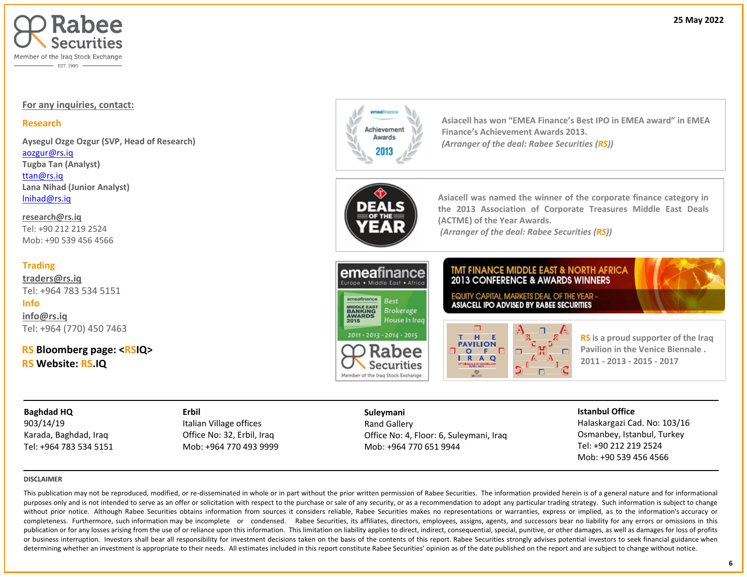25 May 2022

**For any inquiries, contact:**

**Research**

**Aysegul Ozge Ozgur (SVP, Head of Research)**
aozgur@rs.iq
**Tugba Tan (Analyst)**
ttan@rs.iq
**Lana Nihad (Junior Analyst)**
lnihad@rs.iq

research@rs.iq
Tel: +90 212 219 2524
Mob: +90 539 456 4566

**Trading**
traders@rs.iq
Tel: +964 783 534 5151

**Info**
info@rs.iq
Tel: +964 (770) 450 7463

**RS Bloomberg page: <RSIQ>**
**RS Website: RS.IQ**

Asiacell has won "EMEA Finance's Best IPO in EMEA award" in EMEA Finance's Achievement Awards 2013.
*(Arranger of the deal: Rabee Securities (RS))*

Asiacell was named the winner of the corporate finance category in the 2013 Association of Corporate Treasures Middle East Deals (ACTME) of the Year Awards.
*(Arranger of the deal: Rabee Securities (RS))*

TMT FINANCE MIDDLE EAST & NORTH AFRICA 2013 CONFERENCE & AWARDS WINNERS
EQUITY CAPITAL MARKETS DEAL OF THE YEAR - ASIACELL IPO ADVISED BY RABEE SECURITIES

RS is a proud supporter of the Iraq Pavilion in the Venice Biennale . 2011 - 2013 - 2015 - 2017

| **Baghdad HQ** | **Erbil** | **Suleymani** | **Istanbul Office** |
|---|---|---|---|
| 903/14/19 | Italian Village offices | Rand Gallery | Halaskargazi Cad. No: 103/16 |
| Karada, Baghdad, Iraq | Office No: 32, Erbil, Iraq | Office No: 4, Floor: 6, Suleymani, Iraq | Osmanbey, Istanbul, Turkey |
| Tel: +964 783 534 5151 | Mob: +964 770 493 9999 | Mob: +964 770 651 9944 | Tel: +90 212 219 2524 |
| | | | Mob: +90 539 456 4566 |

**DISCLAIMER**

This publication may not be reproduced, modified, or re-disseminated in whole or in part without the prior written permission of Rabee Securities. The information provided herein is of a general nature and for informational purposes only and is not intended to serve as an offer or solicitation with respect to the purchase or sale of any security, or as a recommendation to adopt any particular trading strategy. Such information is subject to change without prior notice. Although Rabee Securities obtains information from sources it considers reliable, Rabee Securities makes no representations or warranties, express or implied, as to the information's accuracy or completeness. Furthermore, such information may be incomplete or condensed. Rabee Securities, its affiliates, directors, employees, assigns, agents, and successors bear no liability for any errors or omissions in this publication or for any losses arising from the use of or reliance upon this information. This limitation on liability applies to direct, indirect, consequential, special, punitive, or other damages, as well as damages for loss of profits or business interruption. Investors shall bear all responsibility for investment decisions taken on the basis of the contents of this report. Rabee Securities strongly advises potential investors to seek financial guidance when determining whether an investment is appropriate to their needs. All estimates included in this report constitute Rabee Securities' opinion as of the date published on the report and are subject to change without notice.